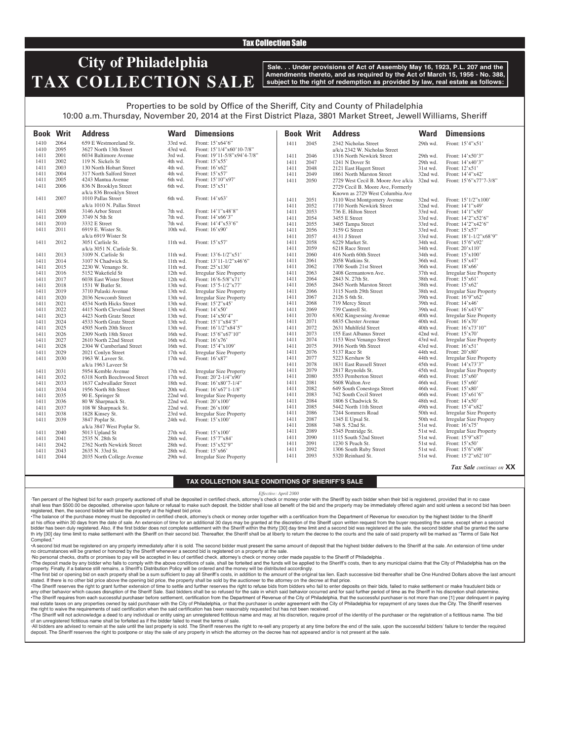Tax Collection Sale

# City of Philadelphia TAX COLLECTION SALE

**Sale. . . Under provisions of Act of Assembly May 16, 1923, P.L. 207 and the Amendments thereto, and as required by the Act of March 15, 1956 - No. 388, subject to the right of redemption as provided by law, real estate as follows:**

Properties to be sold by Office of the Sheriff, City and County of Philadelphia
10:00 a.m. Thursday, November 20, 2014 at the First District Plaza, 3801 Market Street, Jewell Williams, Sheriff

| Book | Writ | Address | Ward | Dimensions |
|---|---|---|---|---|
| 1410 | 2064 | 659 E Westmoreland St. | 33rd wd. | Front: 15'x64'6" |
| 1410 | 2095 | 3627 North 13th Street | 43rd wd. | Front: 15'1/4"x60'10-7/8" |
| 1411 | 2001 | 6034 Baltimore Avenue | 3rd wd. | Front: 19'11-5/8"x94'4-7/8" |
| 1411 | 2002 | 119 N. Sickels St | 4th wd. | Front: 15'x55' |
| 1411 | 2003 | 130 North Hobart Street | 4th wd. | Front: 16'x62' |
| 1411 | 2004 | 317 North Salford Street | 4th wd. | Front: 15'x57' |
| 1411 | 2005 | 4243 Mantua Avenue | 6th wd. | Front: 15'10"x97' |
| 1411 | 2006 | 836 N Brooklyn Street a/k/a 836 Brooklyn Street | 6th wd. | Front: 15'x51' |
| 1411 | 2007 | 1010 Pallas Street a/k/a 1010 N. Pallas Street | 6th wd. | Front: 14'x63' |
| 1411 | 2008 | 3146 Arbor Street | 7th wd. | Front: 14'1"x48'8" |
| 1411 | 2009 | 3749 N 5th St | 7th wd. | Front: 14'x66'3" |
| 1411 | 2010 | 3332 E Street | 7th wd. | Front: 14'4"x53'6" |
| 1411 | 2011 | 6919 E. Wister St. a/k/a 6919 Wister St | 10th wd. | Front: 16'x90' |
| 1411 | 2012 | 3051 Carlisle St. a/k/a 3051 N. Carlisle St. | 11th wd. | Front: 15'x57' |
| 1411 | 2013 | 3109 N. Carlisle St | 11th wd. | Front: 13'6-1/2"x51' |
| 1411 | 2014 | 3107 N Chadwick St. | 11th wd. | Front: 13'11-1/2"x46'6" |
| 1411 | 2015 | 2230 W. Venango St. | 11th wd. | Front: 25'x130' |
| 1411 | 2016 | 5152 Wakefield St | 12th wd. | Irregular Size Property |
| 1411 | 2017 | 6038 East Wister Street | 12th wd. | Front: 16'6-5/8"x71' |
| 1411 | 2018 | 1531 W Butler St. | 13th wd. | Front: 15'5-1/2"x77' |
| 1411 | 2019 | 3710 Pulaski Avenue | 13th wd. | Irregular Size Property |
| 1411 | 2020 | 2036 Newcomb Street | 13th wd. | Irregular Size Property |
| 1411 | 2021 | 4534 North Hicks Street | 13th wd. | Front: 15'2"x45' |
| 1411 | 2022 | 4415 North Cleveland Street | 13th wd. | Front: 14'x50' |
| 1411 | 2023 | 4423 North Gratz Street | 13th wd. | Front: 14'x50'4" |
| 1411 | 2024 | 4533 North Gratz Street | 13th wd. | Front: 15'1"x84'5" |
| 1411 | 2025 | 4505 North 20th Street | 13th wd. | Front: 16'1/2"x84'5" |
| 1411 | 2026 | 2309 North 18th Street | 16th wd. | Front: 15'6"x67'10" |
| 1411 | 2027 | 2610 North 22nd Street | 16th wd. | Front: 16'x76' |
| 1411 | 2028 | 2304 W Cumberland Street | 16th wd. | Front: 15'4"x109' |
| 1411 | 2029 | 2021 Conlyn Street | 17th wd. | Irregular Size Property |
| 1411 | 2030 | 1963 W. Laveer St. a/k/a 1963 Laveer St | 17th wd. | Front: 16'x87' |
| 1411 | 2031 | 5954 Kemble Avenue | 17th wd. | Irregular Size Property |
| 1411 | 2032 | 6318 North Beechwood Street | 17th wd. | Front: 20'2-1/4"x90' |
| 1411 | 2033 | 1637 Cadwallader Street | 18th wd. | Front: 16'x80'7-1/4" |
| 1411 | 2034 | 1956 North 8th Street | 20th wd. | Front: 16'x67'1-1/8" |
| 1411 | 2035 | 90 E. Springer St | 22nd wd. | Irregular Size Property |
| 1411 | 2036 | 80 W Sharpnack St. | 22nd wd. | Front: 20'x100' |
| 1411 | 2037 | 108 W Sharpnack St. | 22nd wd. | Front: 26'x100' |
| 1411 | 2038 | 1828 Kinsey St. | 23rd wd. | Irregular Size Property |
| 1411 | 2039 | 3847 Poplar St. a/k/a 3847 West Poplar St. | 24th wd. | Front: 15'x100' |
| 1411 | 2040 | 5013 Upland St | 27th wd. | Front: 15'x100' |
| 1411 | 2041 | 2535 N. 28th St | 28th wd. | Front: 15'7"x84' |
| 1411 | 2042 | 2762 North Newkirk Street | 28th wd. | Front: 15'x52'9" |
| 1411 | 2043 | 2635 N. 33rd St. | 28th wd. | Front: 15'x66' |
| 1411 | 2044 | 2035 North College Avenue | 29th wd. | Irregular Size Property |
| 1411 | 2045 | 2342 Nicholas Street a/k/a 2342 W. Nicholas Street | 29th wd. | Front: 15'4"x51' |
| 1411 | 2046 | 1316 North Newkirk Street | 29th wd. | Front: 14'x50'3" |
| 1411 | 2047 | 1241 N Dover St | 29th wd. | Front: 14'x40'3" |
| 1411 | 2048 | 2121 East Hagert Street | 31st wd. | Front: 12'x51' |
| 1411 | 2049 | 1861 North Marston Street | 32nd wd. | Front: 14'4"x42' |
| 1411 | 2050 | 2729 West Cecil B. Moore Ave a/k/a 2729 Cecil B. Moore Ave, Formerly Known as 2729 West Columbia Ave | 32nd wd. | Front: 15'6"x77'7-3/8" |
| 1411 | 2051 | 3110 West Montgomery Avenue | 32nd wd. | Front: 15'1/2"x100' |
| 1411 | 2052 | 1710 North Newkirk Street | 32nd wd. | Front: 14'1"x49' |
| 1411 | 2053 | 736 E. Hilton Street | 33rd wd. | Front: 14'1"x50' |
| 1411 | 2054 | 3455 E Street | 33rd wd. | Front: 14'2"x52'6" |
| 1411 | 2055 | 3405 Tampa Street | 33rd wd. | Front: 14'2"x42'6" |
| 1411 | 2056 | 3159 G Street | 33rd wd. | Front: 15'x57' |
| 1411 | 2057 | 4131 J Street | 33rd wd. | Front: 18'1-1/2"x68'9" |
| 1411 | 2058 | 6229 Market St. | 34th wd. | Front: 15'6"x92' |
| 1411 | 2059 | 6218 Race Street | 34th wd. | Front: 20'x110' |
| 1411 | 2060 | 416 North 60th Street | 34th wd. | Front: 15'x100' |
| 1411 | 2061 | 2058 Watkins St. | 36th wd. | Front: 15'x47' |
| 1411 | 2062 | 1700 South 21st Street | 36th wd. | Front: 18'x66' |
| 1411 | 2063 | 2408 Germantown Ave. | 37th wd. | Irregular Size Property |
| 1411 | 2064 | 2843 N. 27th St. | 38th wd. | Front: 15'x61' |
| 1411 | 2065 | 2845 North Marston Street | 38th wd. | Front: 15'x62' |
| 1411 | 2066 | 3115 North 29th Street | 38th wd. | Irregular Size Property |
| 1411 | 2067 | 2126 S 6th St. | 39th wd. | Front: 16'9"x62' |
| 1411 | 2068 | 719 Mercy Street | 39th wd. | Front: 14'x46' |
| 1411 | 2069 | 739 Cantrell St. | 39th wd. | Front: 16'x43'6" |
| 1411 | 2070 | 6302 Kingsessing Avenue | 40th wd. | Irregular Size Property |
| 1411 | 2071 | 6835 Chester Avenue | 40th wd. | Front: 16'x70' |
| 1411 | 2072 | 2631 Muhlfeld Street | 40th wd. | Front: 16'x73'10" |
| 1411 | 2073 | 155 East Albanus Street | 42nd wd. | Front: 15'x70' |
| 1411 | 2074 | 1153 West Venango Street | 43rd wd. | Irregular Size Property |
| 1411 | 2075 | 3916 North 9th Street | 43rd wd. | Front: 16'x51' |
| 1411 | 2076 | 5137 Race St | 44th wd. | Front: 20'x80' |
| 1411 | 2077 | 5223 Kershaw St | 44th wd. | Irregular Size Property |
| 1411 | 2078 | 1831 East Russell Street | 45th wd. | Front: 14'x73'3" |
| 1411 | 2079 | 2817 Reynolds St. | 45th wd. | Irregular Size Property |
| 1411 | 2080 | 5553 Pemberton Street | 46th wd. | Front: 15'x60' |
| 1411 | 2081 | 5608 Walton Ave | 46th wd. | Front: 15'x60' |
| 1411 | 2082 | 649 South Conestoga Street | 46th wd. | Front: 15'x80' |
| 1411 | 2083 | 742 South Cecil Street | 46th wd. | Front: 15'x61'6" |
| 1411 | 2084 | 1806 S Chadwick St. | 48th wd. | Front: 14'x50' |
| 1411 | 2085 | 5442 North 11th Street | 49th wd. | Front: 15'4"x82' |
| 1411 | 2086 | 7244 Sommers Road | 50th wd. | Irregular Size Property |
| 1411 | 2087 | 1345 E Upsal St. | 50th wd. | Irregular Size Propery |
| 1411 | 2088 | 748 S. 52nd St. | 51st wd. | Front: 16'x75' |
| 1411 | 2089 | 5345 Pentridge St. | 51st wd. | Irregular Size Property |
| 1411 | 2090 | 1115 South 52nd Street | 51st wd. | Front: 15'9"x87' |
| 1411 | 2091 | 1230 S Peach St. | 51st wd. | Front: 15'x50' |
| 1411 | 2092 | 1306 South Ruby Street | 51st wd. | Front: 15'6"x98' |
| 1411 | 2093 | 5320 Reinhard St. | 51st wd. | Front: 15'2"x62'10" |

*Tax Sale continues on* **XX**

## TAX COLLECTION SALE CONDITIONS OF SHERIFF'S SALE

*Effective: April 2000*

·Ten percent of the highest bid for each property auctioned off shall be deposited in certified check, attorney's check or money order with the Sheriff by each bidder when their bid is registered, provided that in no case shall less than $500.00 be deposited, otherwise upon failure or refusal to make such deposit, the bidder shall lose all benefit of the bid and the property may be immediately offered again and sold unless a second bid has been registered, then, the second bidder will take the property at the highest bid price.

•The balance of the purchase money must be deposited in certified check, attorney's check or money order together with a certification from the Department of Revenue for execution by the highest bidder to the Sheriff at his office within 30 days from the date of sale. An extension of time for an additional 30 days may be granted at the discretion of the Sheriff upon written request from the buyer requesting the same, except when a second bidder has been duly registered. Also, if the first bidder does not complete settlement with the Sheriff within the thirty [30] day time limit and a second bid was registered at the sale, the second bidder shall be granted the same th irty [30] day time limit to make settlement with the Sheriff on their second bid. Thereafter, the Sheriff shall be at liberty to return the decree to the courts and the sale of said property will be marked as "Terms of Sale Not Complied."

•A second bid must be registered on any property immediately after it is sold. The second bidder must present the same amount of deposit that the highest bidder delivers to the Sheriff at the sale. An extension of time under no circumstances will be granted or honored by the Sheriff whenever a second bid is registered on a property at the sale.

·No personal checks, drafts or promises to pay will be accepted in lieu of certified check, attorney's check or money order made payable to the Sheriff of Philadelphia .

•The deposit made by any bidder who fails to comply with the above conditions of sale, shall be forteited and the funds will be applied to the Sheriff's costs, then to any municipal claims that the City of Philadelphia has on the property. Finally, if a balance still remains, a Sheriff's Distribution Policy will be ordered and the money will be distributed accordingly.

•The first bid or opening bid on each property shall be a sum sufficient to pay all Sheriff's costs, in addition to the amount of the original tax lien. Each successive bid thereafter shall be One Hundred Dollars above the last amount stated. If there is no other bid price above the opening bid price, the property shall be sold by the auctioneer to the attorney on the decree at that price.

•The Sheriff reserves the right to grant further extension of time to settle and further reserves the right to refuse bids from bidders who fail to enter deposits on their bids, failed to make settlement or make fraudulent bids or any other behavior which causes disruption of the Sheriff Sale. Said bidders shall be so refused for the sale in which said behavior occurred and for said further period of time as the Sheriff in his discretion shall determine.

•The Sheriff requires from each successful purchaser before settlement, certification from the Department of Revenue of the City of Philadelphia, that the successful purchaser is not more than one [1] year delinquent in paying real estate taxes on any properties owned by said purchaser with the City of Philadelphia, or that the purchaser is under agreement with the City of Philadelphia for repayment of any taxes due the City. The Sheriff reserves the right to waive the requirements of said certification when the said certification has been reasonably requested but has not been received.

•The Sheriff will not acknowledge a deed to any individual or entity using an unregistered fictitious name and may, at his discretion, require proof of the identity of the purchaser or the registration of a fictitious name. The bid of an unregistered fictitious name shall be forfeited as if the bidder failed to meet the terms of sale.

·All bidders are advised to remain at the sale until the last property is sold. The Sheriff reserves the right to re-sell any property at any time before the end of the sale, upon the successful bidders' failure to tender the required deposit. The Sheriff reserves the right to postpone or stay the sale of any property in which the attorney on the decree has not appeared and/or is not present at the sale.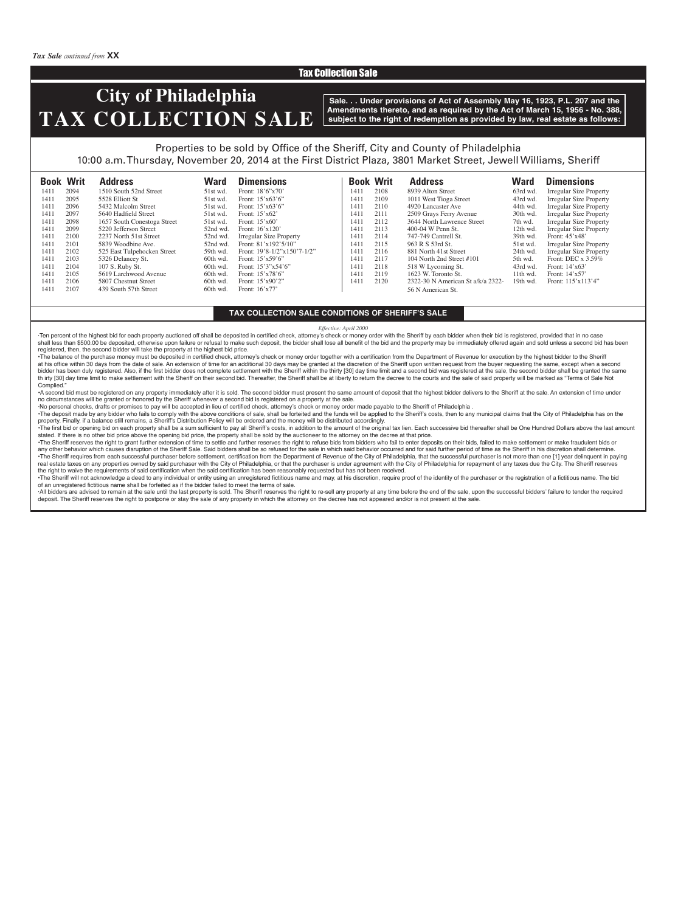*Tax Sale continued from* **XX**

Tax Collection Sale

# City of Philadelphia
# TAX COLLECTION SALE

**Sale. . . Under provisions of Act of Assembly May 16, 1923, P.L. 207 and the Amendments thereto, and as required by the Act of March 15, 1956 - No. 388, subject to the right of redemption as provided by law, real estate as follows:**

Properties to be sold by Office of the Sheriff, City and County of Philadelphia
10:00 a.m. Thursday, November 20, 2014 at the First District Plaza, 3801 Market Street, Jewell Williams, Sheriff

| Book | Writ | Address | Ward | Dimensions |
|---|---|---|---|---|
| 1411 | 2094 | 1510 South 52nd Street | 51st wd. | Front: 18'6"x70' |
| 1411 | 2095 | 5528 Elliott St | 51st wd. | Front: 15'x63'6" |
| 1411 | 2096 | 5432 Malcolm Street | 51st wd. | Front: 15'x63'6" |
| 1411 | 2097 | 5640 Hadfield Street | 51st wd. | Front: 15'x62' |
| 1411 | 2098 | 1657 South Conestoga Street | 51st wd. | Front: 15'x60' |
| 1411 | 2099 | 5220 Jefferson Street | 52nd wd. | Front: 16'x120' |
| 1411 | 2100 | 2237 North 51st Street | 52nd wd. | Irregular Size Property |
| 1411 | 2101 | 5839 Woodbine Ave. | 52nd wd. | Front: 81'x192'5/10" |
| 1411 | 2102 | 525 East Tulpehocken Street | 59th wd. | Front: 19'8-1/2"x150'7-1/2" |
| 1411 | 2103 | 5326 Delancey St. | 60th wd. | Front: 15'x59'6" |
| 1411 | 2104 | 107 S. Ruby St. | 60th wd. | Front: 15'3"x54'6" |
| 1411 | 2105 | 5619 Larchwood Avenue | 60th wd. | Front: 15'x78'6" |
| 1411 | 2106 | 5807 Chestnut Street | 60th wd. | Front: 15'x90'2" |
| 1411 | 2107 | 439 South 57th Street | 60th wd. | Front: 16'x77' |
| 1411 | 2108 | 8939 Alton Street | 63rd wd. | Irregular Size Property |
| 1411 | 2109 | 1011 West Tioga Street | 43rd wd. | Irregular Size Property |
| 1411 | 2110 | 4920 Lancaster Ave | 44th wd. | Irregular Size Property |
| 1411 | 2111 | 2509 Grays Ferry Avenue | 30th wd. | Irregular Size Property |
| 1411 | 2112 | 3644 North Lawrence Street | 7th wd. | Irregular Size Property |
| 1411 | 2113 | 400-04 W Penn St. | 12th wd. | Irregular Size Property |
| 1411 | 2114 | 747-749 Cantrell St. | 39th wd. | Front: 45'x48' |
| 1411 | 2115 | 963 R S 53rd St. | 51st wd. | Irregular Size Property |
| 1411 | 2116 | 881 North 41st Street | 24th wd. | Irregular Size Property |
| 1411 | 2117 | 104 North 2nd Street #101 | 5th wd. | Front: DEC x 3.59% |
| 1411 | 2118 | 518 W Lycoming St. | 43rd wd. | Front: 14'x63' |
| 1411 | 2119 | 1623 W. Toronto St. | 11th wd. | Front: 14'x57' |
| 1411 | 2120 | 2322-30 N American St a/k/a 2322-56 N American St. | 19th wd. | Front: 115'x113'4" |

## TAX COLLECTION SALE CONDITIONS OF SHERIFF'S SALE

*Effective: April 2000*

·Ten percent of the highest bid for each property auctioned off shall be deposited in certified check, attorney's check or money order with the Sheriff by each bidder when their bid is registered, provided that in no case shall less than $500.00 be deposited, otherwise upon failure or refusal to make such deposit, the bidder shall lose all benefit of the bid and the property may be immediately offered again and sold unless a second bid has been registered, then, the second bidder will take the property at the highest bid price.

•The balance of the purchase money must be deposited in certified check, attorney's check or money order together with a certification from the Department of Revenue for execution by the highest bidder to the Sheriff at his office within 30 days from the date of sale. An extension of time for an additional 30 days may be granted at the discretion of the Sheriff upon written request from the buyer requesting the same, except when a second bidder has been duly registered. Also, if the first bidder does not complete settlement with the Sheriff within the thirty [30] day time limit and a second bid was registered at the sale, the second bidder shall be granted the same th irty [30] day time limit to make settlement with the Sheriff on their second bid. Thereafter, the Sheriff shall be at liberty to return the decree to the courts and the sale of said property will be marked as "Terms of Sale Not Complied."

•A second bid must be registered on any property immediately after it is sold. The second bidder must present the same amount of deposit that the highest bidder delivers to the Sheriff at the sale. An extension of time under no circumstances will be granted or honored by the Sheriff whenever a second bid is registered on a property at the sale.

·No personal checks, drafts or promises to pay will be accepted in lieu of certified check, attorney's check or money order made payable to the Sheriff of Philadelphia .

•The deposit made by any bidder who fails to comply with the above conditions of sale, shall be forteited and the funds will be applied to the Sheriff's costs, then to any municipal claims that the City of Philadelphia has on the property. Finally, if a balance still remains, a Sheriff's Distribution Policy will be ordered and the money will be distributed accordingly.

•The first bid or opening bid on each property shall be a sum sufficient to pay all Sheriff's costs, in addition to the amount of the original tax lien. Each successive bid thereafter shall be One Hundred Dollars above the last amount stated. If there is no other bid price above the opening bid price, the property shall be sold by the auctioneer to the attorney on the decree at that price.

•The Sheriff reserves the right to grant further extension of time to settle and further reserves the right to refuse bids from bidders who fail to enter deposits on their bids, failed to make settlement or make fraudulent bids or any other behavior which causes disruption of the Sheriff Sale. Said bidders shall be so refused for the sale in which said behavior occurred and for said further period of time as the Sheriff in his discretion shall determine.

•The Sheriff requires from each successful purchaser before settlement, certification from the Department of Revenue of the City of Philadelphia, that the successful purchaser is not more than one [1] year delinquent in paying real estate taxes on any properties owned by said purchaser with the City of Philadelphia, or that the purchaser is under agreement with the City of Philadelphia for repayment of any taxes due the City. The Sheriff reserves the right to waive the requirements of said certification when the said certification has been reasonably requested but has not been received.

•The Sheriff will not acknowledge a deed to any individual or entity using an unregistered fictitious name and may, at his discretion, require proof of the identity of the purchaser or the registration of a fictitious name. The bid of an unregistered fictitious name shall be forfeited as if the bidder failed to meet the terms of sale.

·All bidders are advised to remain at the sale until the last property is sold. The Sheriff reserves the right to re-sell any property at any time before the end of the sale, upon the successful bidders' failure to tender the required deposit. The Sheriff reserves the right to postpone or stay the sale of any property in which the attorney on the decree has not appeared and/or is not present at the sale.